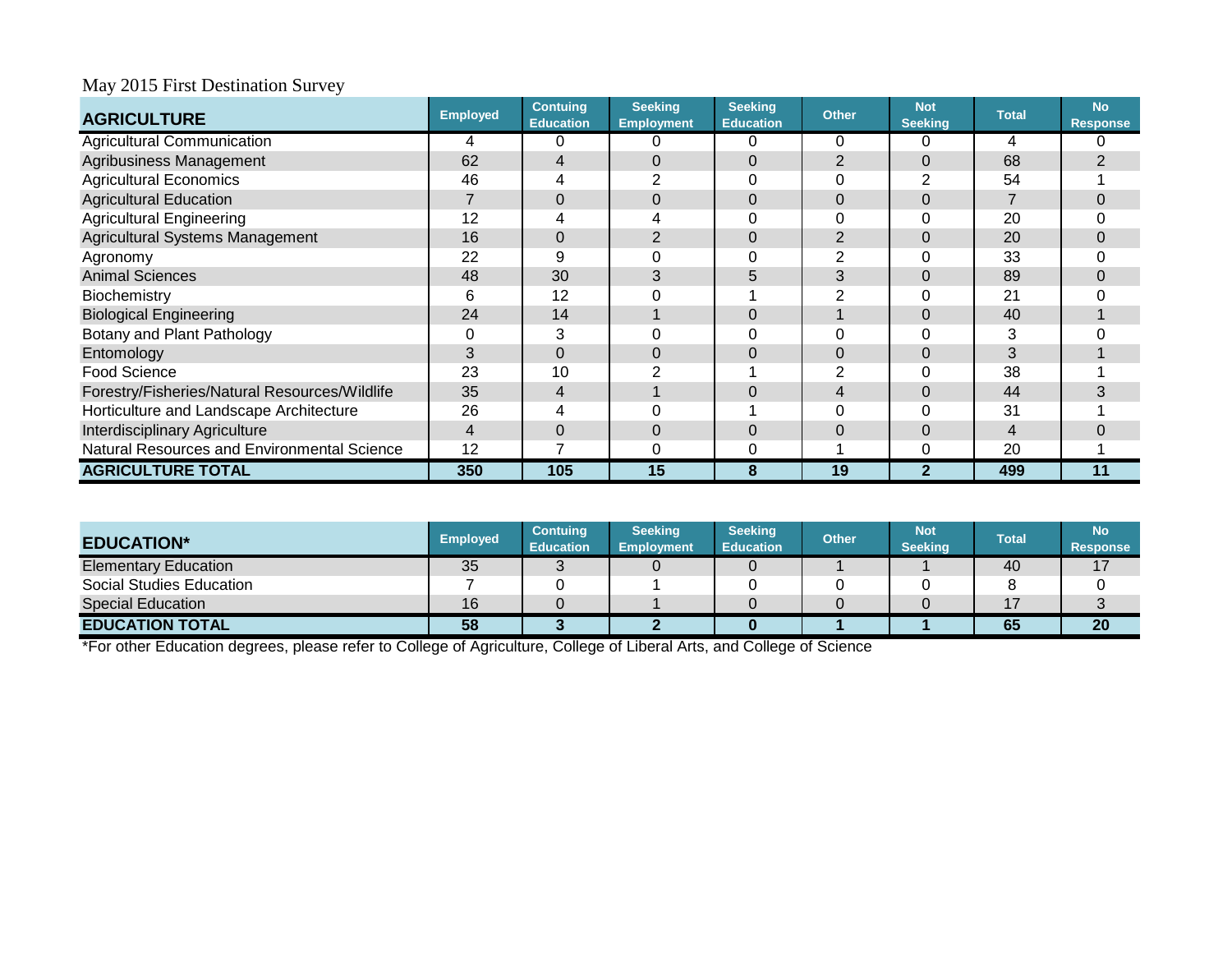May 2015 First Destination Survey

| AGRICULTURE | Employed | Contuing Education | Seeking Employment | Seeking Education | Other | Not Seeking | Total | No Response |
|---|---|---|---|---|---|---|---|---|
| Agricultural Communication | 4 | 0 | 0 | 0 | 0 | 0 | 4 | 0 |
| Agribusiness Management | 62 | 4 | 0 | 0 | 2 | 0 | 68 | 2 |
| Agricultural Economics | 46 | 4 | 2 | 0 | 0 | 2 | 54 | 1 |
| Agricultural Education | 7 | 0 | 0 | 0 | 0 | 0 | 7 | 0 |
| Agricultural Engineering | 12 | 4 | 4 | 0 | 0 | 0 | 20 | 0 |
| Agricultural Systems Management | 16 | 0 | 2 | 0 | 2 | 0 | 20 | 0 |
| Agronomy | 22 | 9 | 0 | 0 | 2 | 0 | 33 | 0 |
| Animal Sciences | 48 | 30 | 3 | 5 | 3 | 0 | 89 | 0 |
| Biochemistry | 6 | 12 | 0 | 1 | 2 | 0 | 21 | 0 |
| Biological Engineering | 24 | 14 | 1 | 0 | 1 | 0 | 40 | 1 |
| Botany and Plant Pathology | 0 | 3 | 0 | 0 | 0 | 0 | 3 | 0 |
| Entomology | 3 | 0 | 0 | 0 | 0 | 0 | 3 | 1 |
| Food Science | 23 | 10 | 2 | 1 | 2 | 0 | 38 | 1 |
| Forestry/Fisheries/Natural Resources/Wildlife | 35 | 4 | 1 | 0 | 4 | 0 | 44 | 3 |
| Horticulture and Landscape Architecture | 26 | 4 | 0 | 1 | 0 | 0 | 31 | 1 |
| Interdisciplinary Agriculture | 4 | 0 | 0 | 0 | 0 | 0 | 4 | 0 |
| Natural Resources and Environmental Science | 12 | 7 | 0 | 0 | 1 | 0 | 20 | 1 |
| **AGRICULTURE TOTAL** | **350** | **105** | **15** | **8** | **19** | **2** | **499** | **11** |

| EDUCATION* | Employed | Contuing Education | Seeking Employment | Seeking Education | Other | Not Seeking | Total | No Response |
|---|---|---|---|---|---|---|---|---|
| Elementary Education | 35 | 3 | 0 | 0 | 1 | 1 | 40 | 17 |
| Social Studies Education | 7 | 0 | 1 | 0 | 0 | 0 | 8 | 0 |
| Special Education | 16 | 0 | 1 | 0 | 0 | 0 | 17 | 3 |
| **EDUCATION TOTAL** | **58** | **3** | **2** | **0** | **1** | **1** | **65** | **20** |

*For other Education degrees, please refer to College of Agriculture, College of Liberal Arts, and College of Science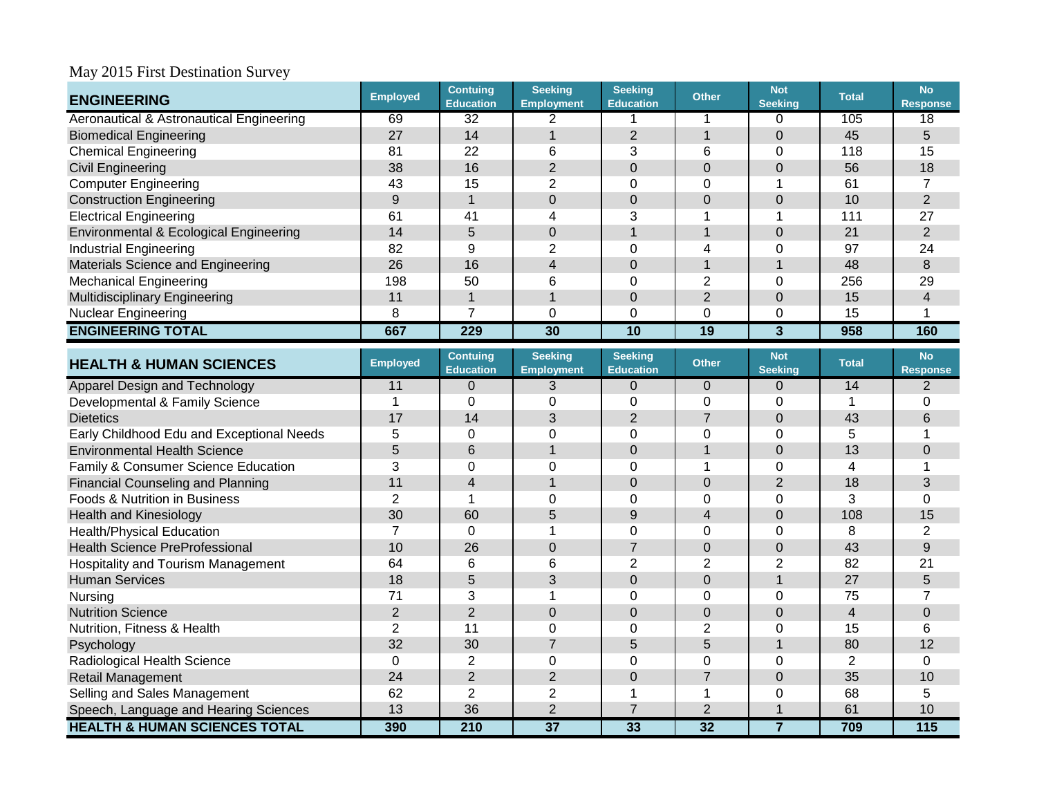May 2015 First Destination Survey

| ENGINEERING | Employed | Contuing Education | Seeking Employment | Seeking Education | Other | Not Seeking | Total | No Response |
|---|---|---|---|---|---|---|---|---|
| Aeronautical & Astronautical Engineering | 69 | 32 | 2 | 1 | 1 | 0 | 105 | 18 |
| Biomedical Engineering | 27 | 14 | 1 | 2 | 1 | 0 | 45 | 5 |
| Chemical Engineering | 81 | 22 | 6 | 3 | 6 | 0 | 118 | 15 |
| Civil Engineering | 38 | 16 | 2 | 0 | 0 | 0 | 56 | 18 |
| Computer Engineering | 43 | 15 | 2 | 0 | 0 | 1 | 61 | 7 |
| Construction Engineering | 9 | 1 | 0 | 0 | 0 | 0 | 10 | 2 |
| Electrical Engineering | 61 | 41 | 4 | 3 | 1 | 1 | 111 | 27 |
| Environmental & Ecological Engineering | 14 | 5 | 0 | 1 | 1 | 0 | 21 | 2 |
| Industrial Engineering | 82 | 9 | 2 | 0 | 4 | 0 | 97 | 24 |
| Materials Science and Engineering | 26 | 16 | 4 | 0 | 1 | 1 | 48 | 8 |
| Mechanical Engineering | 198 | 50 | 6 | 0 | 2 | 0 | 256 | 29 |
| Multidisciplinary Engineering | 11 | 1 | 1 | 0 | 2 | 0 | 15 | 4 |
| Nuclear Engineering | 8 | 7 | 0 | 0 | 0 | 0 | 15 | 1 |
| **ENGINEERING TOTAL** | **667** | **229** | **30** | **10** | **19** | **3** | **958** | **160** |

| HEALTH & HUMAN SCIENCES | Employed | Contuing Education | Seeking Employment | Seeking Education | Other | Not Seeking | Total | No Response |
|---|---|---|---|---|---|---|---|---|
| Apparel Design and Technology | 11 | 0 | 3 | 0 | 0 | 0 | 14 | 2 |
| Developmental & Family Science | 1 | 0 | 0 | 0 | 0 | 0 | 1 | 0 |
| Dietetics | 17 | 14 | 3 | 2 | 7 | 0 | 43 | 6 |
| Early Childhood Edu and Exceptional Needs | 5 | 0 | 0 | 0 | 0 | 0 | 5 | 1 |
| Environmental Health Science | 5 | 6 | 1 | 0 | 1 | 0 | 13 | 0 |
| Family & Consumer Science Education | 3 | 0 | 0 | 0 | 1 | 0 | 4 | 1 |
| Financial Counseling and Planning | 11 | 4 | 1 | 0 | 0 | 2 | 18 | 3 |
| Foods & Nutrition in Business | 2 | 1 | 0 | 0 | 0 | 0 | 3 | 0 |
| Health and Kinesiology | 30 | 60 | 5 | 9 | 4 | 0 | 108 | 15 |
| Health/Physical Education | 7 | 0 | 1 | 0 | 0 | 0 | 8 | 2 |
| Health Science PreProfessional | 10 | 26 | 0 | 7 | 0 | 0 | 43 | 9 |
| Hospitality and Tourism Management | 64 | 6 | 6 | 2 | 2 | 2 | 82 | 21 |
| Human Services | 18 | 5 | 3 | 0 | 0 | 1 | 27 | 5 |
| Nursing | 71 | 3 | 1 | 0 | 0 | 0 | 75 | 7 |
| Nutrition Science | 2 | 2 | 0 | 0 | 0 | 0 | 4 | 0 |
| Nutrition, Fitness & Health | 2 | 11 | 0 | 0 | 2 | 0 | 15 | 6 |
| Psychology | 32 | 30 | 7 | 5 | 5 | 1 | 80 | 12 |
| Radiological Health Science | 0 | 2 | 0 | 0 | 0 | 0 | 2 | 0 |
| Retail Management | 24 | 2 | 2 | 0 | 7 | 0 | 35 | 10 |
| Selling and Sales Management | 62 | 2 | 2 | 1 | 1 | 0 | 68 | 5 |
| Speech, Language and Hearing Sciences | 13 | 36 | 2 | 7 | 2 | 1 | 61 | 10 |
| **HEALTH & HUMAN SCIENCES TOTAL** | **390** | **210** | **37** | **33** | **32** | **7** | **709** | **115** |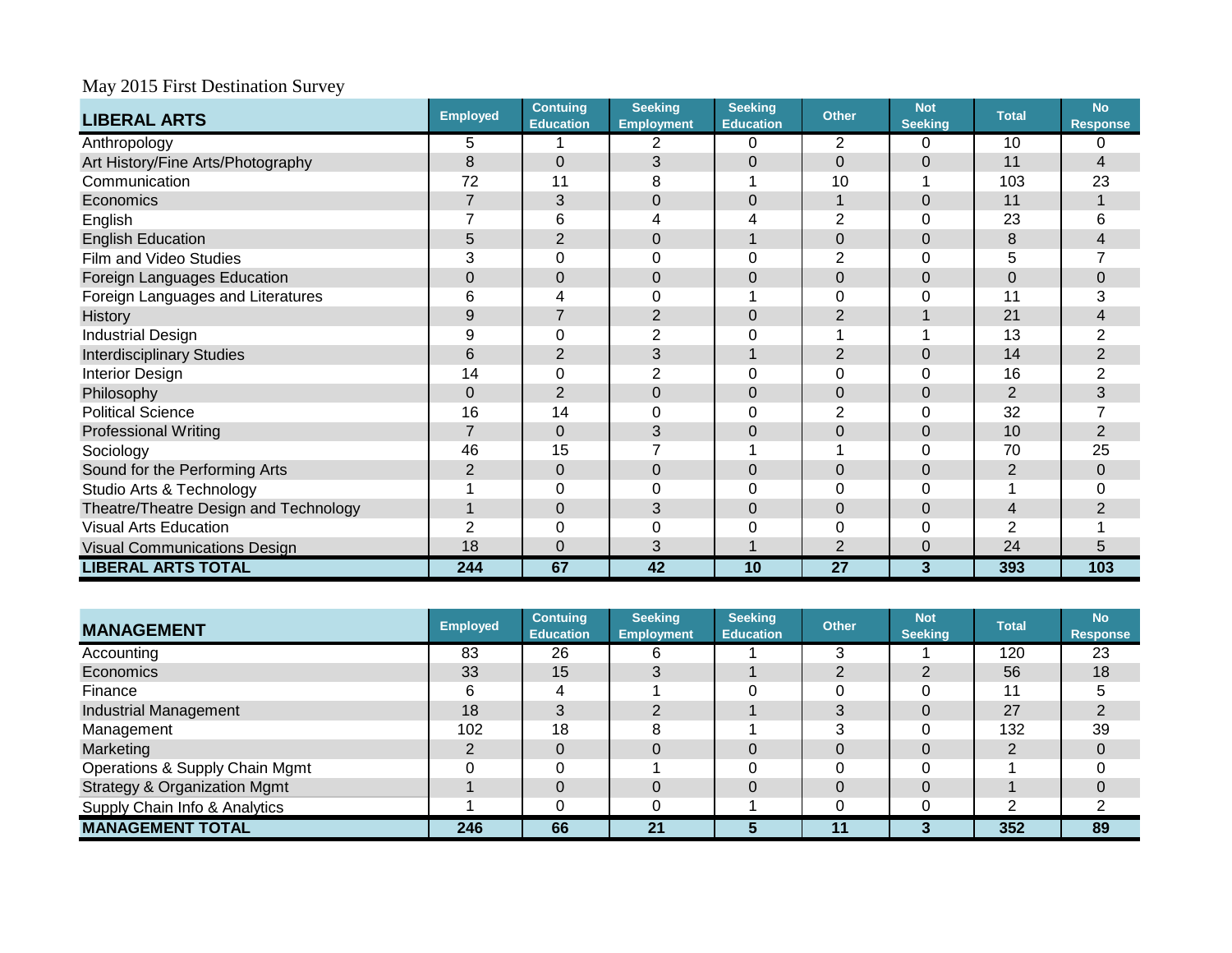May 2015 First Destination Survey

| LIBERAL ARTS | Employed | Contuing Education | Seeking Employment | Seeking Education | Other | Not Seeking | Total | No Response |
|---|---|---|---|---|---|---|---|---|
| Anthropology | 5 | 1 | 2 | 0 | 2 | 0 | 10 | 0 |
| Art History/Fine Arts/Photography | 8 | 0 | 3 | 0 | 0 | 0 | 11 | 4 |
| Communication | 72 | 11 | 8 | 1 | 10 | 1 | 103 | 23 |
| Economics | 7 | 3 | 0 | 0 | 1 | 0 | 11 | 1 |
| English | 7 | 6 | 4 | 4 | 2 | 0 | 23 | 6 |
| English Education | 5 | 2 | 0 | 1 | 0 | 0 | 8 | 4 |
| Film and Video Studies | 3 | 0 | 0 | 0 | 2 | 0 | 5 | 7 |
| Foreign Languages Education | 0 | 0 | 0 | 0 | 0 | 0 | 0 | 0 |
| Foreign Languages and Literatures | 6 | 4 | 0 | 1 | 0 | 0 | 11 | 3 |
| History | 9 | 7 | 2 | 0 | 2 | 1 | 21 | 4 |
| Industrial Design | 9 | 0 | 2 | 0 | 1 | 1 | 13 | 2 |
| Interdisciplinary Studies | 6 | 2 | 3 | 1 | 2 | 0 | 14 | 2 |
| Interior Design | 14 | 0 | 2 | 0 | 0 | 0 | 16 | 2 |
| Philosophy | 0 | 2 | 0 | 0 | 0 | 0 | 2 | 3 |
| Political Science | 16 | 14 | 0 | 0 | 2 | 0 | 32 | 7 |
| Professional Writing | 7 | 0 | 3 | 0 | 0 | 0 | 10 | 2 |
| Sociology | 46 | 15 | 7 | 1 | 1 | 0 | 70 | 25 |
| Sound for the Performing Arts | 2 | 0 | 0 | 0 | 0 | 0 | 2 | 0 |
| Studio Arts & Technology | 1 | 0 | 0 | 0 | 0 | 0 | 1 | 0 |
| Theatre/Theatre Design and Technology | 1 | 0 | 3 | 0 | 0 | 0 | 4 | 2 |
| Visual Arts Education | 2 | 0 | 0 | 0 | 0 | 0 | 2 | 1 |
| Visual Communications Design | 18 | 0 | 3 | 1 | 2 | 0 | 24 | 5 |
| **LIBERAL ARTS TOTAL** | **244** | **67** | **42** | **10** | **27** | **3** | **393** | **103** |

| MANAGEMENT | Employed | Contuing Education | Seeking Employment | Seeking Education | Other | Not Seeking | Total | No Response |
|---|---|---|---|---|---|---|---|---|
| Accounting | 83 | 26 | 6 | 1 | 3 | 1 | 120 | 23 |
| Economics | 33 | 15 | 3 | 1 | 2 | 2 | 56 | 18 |
| Finance | 6 | 4 | 1 | 0 | 0 | 0 | 11 | 5 |
| Industrial Management | 18 | 3 | 2 | 1 | 3 | 0 | 27 | 2 |
| Management | 102 | 18 | 8 | 1 | 3 | 0 | 132 | 39 |
| Marketing | 2 | 0 | 0 | 0 | 0 | 0 | 2 | 0 |
| Operations & Supply Chain Mgmt | 0 | 0 | 1 | 0 | 0 | 0 | 1 | 0 |
| Strategy & Organization Mgmt | 1 | 0 | 0 | 0 | 0 | 0 | 1 | 0 |
| Supply Chain Info & Analytics | 1 | 0 | 0 | 1 | 0 | 0 | 2 | 2 |
| **MANAGEMENT TOTAL** | **246** | **66** | **21** | **5** | **11** | **3** | **352** | **89** |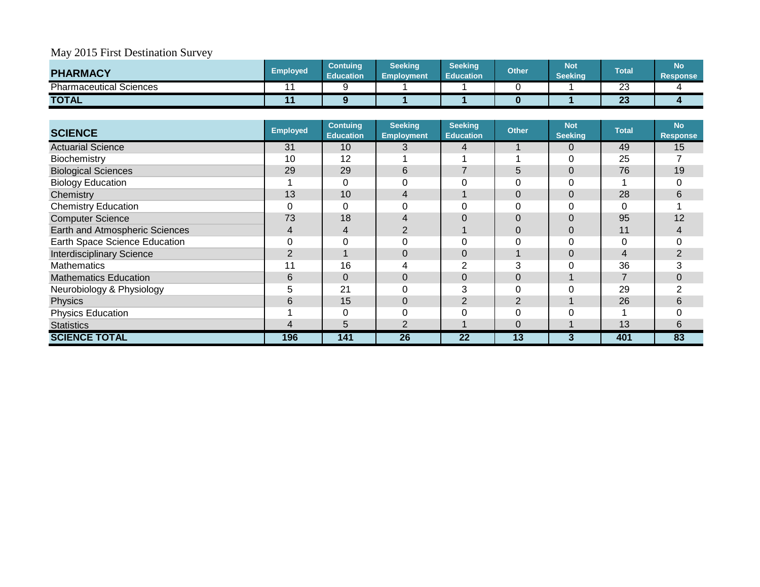May 2015 First Destination Survey

| PHARMACY | Employed | Contuing Education | Seeking Employment | Seeking Education | Other | Not Seeking | Total | No Response |
|---|---|---|---|---|---|---|---|---|
| Pharmaceutical Sciences | 11 | 9 | 1 | 1 | 0 | 1 | 23 | 4 |
| **TOTAL** | **11** | **9** | **1** | **1** | **0** | **1** | **23** | **4** |

| SCIENCE | Employed | Contuing Education | Seeking Employment | Seeking Education | Other | Not Seeking | Total | No Response |
|---|---|---|---|---|---|---|---|---|
| Actuarial Science | 31 | 10 | 3 | 4 | 1 | 0 | 49 | 15 |
| Biochemistry | 10 | 12 | 1 | 1 | 1 | 0 | 25 | 7 |
| Biological Sciences | 29 | 29 | 6 | 7 | 5 | 0 | 76 | 19 |
| Biology Education | 1 | 0 | 0 | 0 | 0 | 0 | 1 | 0 |
| Chemistry | 13 | 10 | 4 | 1 | 0 | 0 | 28 | 6 |
| Chemistry Education | 0 | 0 | 0 | 0 | 0 | 0 | 0 | 1 |
| Computer Science | 73 | 18 | 4 | 0 | 0 | 0 | 95 | 12 |
| Earth and Atmospheric Sciences | 4 | 4 | 2 | 1 | 0 | 0 | 11 | 4 |
| Earth Space Science Education | 0 | 0 | 0 | 0 | 0 | 0 | 0 | 0 |
| Interdisciplinary Science | 2 | 1 | 0 | 0 | 1 | 0 | 4 | 2 |
| Mathematics | 11 | 16 | 4 | 2 | 3 | 0 | 36 | 3 |
| Mathematics Education | 6 | 0 | 0 | 0 | 0 | 1 | 7 | 0 |
| Neurobiology & Physiology | 5 | 21 | 0 | 3 | 0 | 0 | 29 | 2 |
| Physics | 6 | 15 | 0 | 2 | 2 | 1 | 26 | 6 |
| Physics Education | 1 | 0 | 0 | 0 | 0 | 0 | 1 | 0 |
| Statistics | 4 | 5 | 2 | 1 | 0 | 1 | 13 | 6 |
| **SCIENCE TOTAL** | **196** | **141** | **26** | **22** | **13** | **3** | **401** | **83** |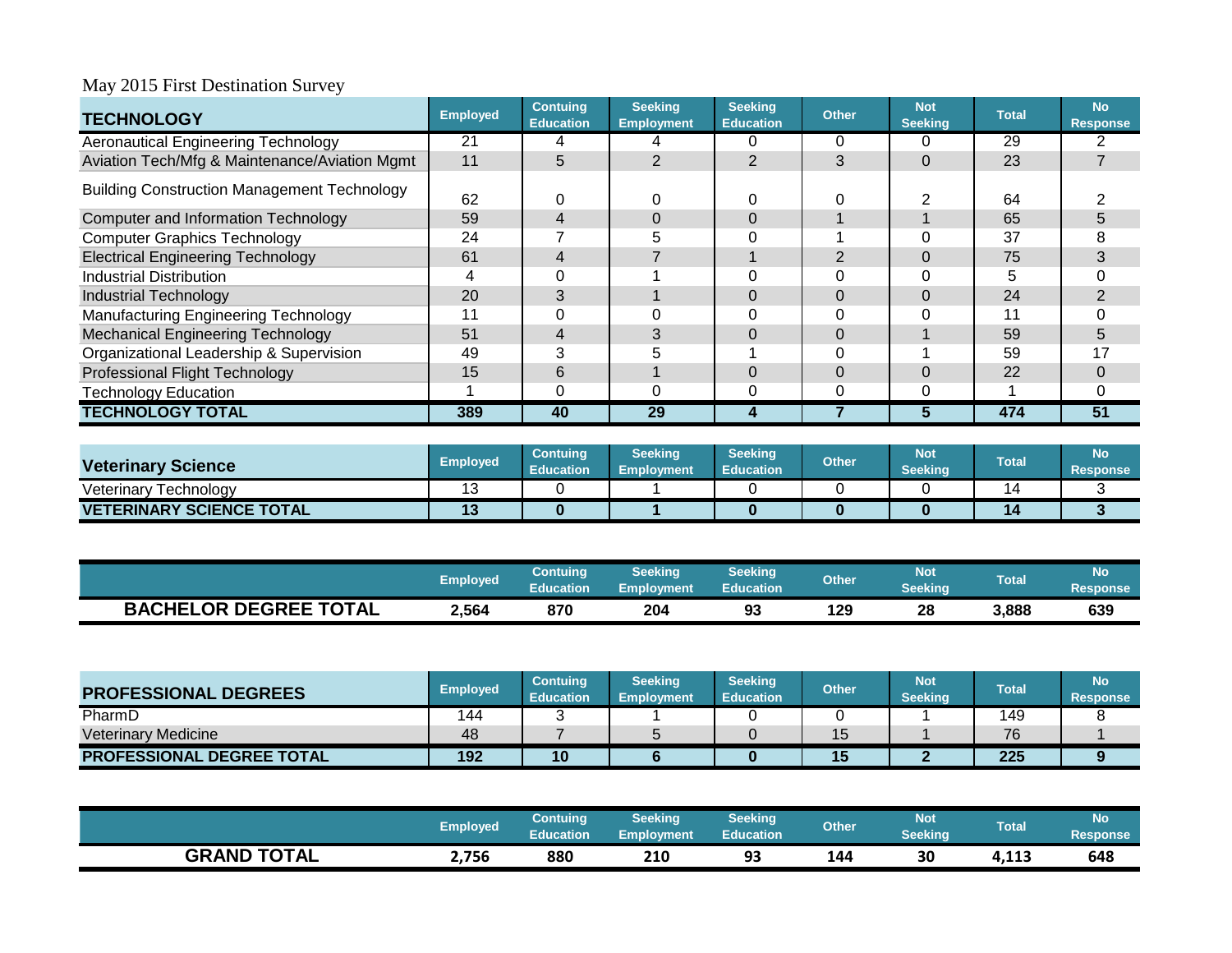May 2015 First Destination Survey

| TECHNOLOGY | Employed | Contuing Education | Seeking Employment | Seeking Education | Other | Not Seeking | Total | No Response |
|---|---|---|---|---|---|---|---|---|
| Aeronautical Engineering Technology | 21 | 4 | 4 | 0 | 0 | 0 | 29 | 2 |
| Aviation Tech/Mfg & Maintenance/Aviation Mgmt | 11 | 5 | 2 | 2 | 3 | 0 | 23 | 7 |
| Building Construction Management Technology | 62 | 0 | 0 | 0 | 0 | 2 | 64 | 2 |
| Computer and Information Technology | 59 | 4 | 0 | 0 | 1 | 1 | 65 | 5 |
| Computer Graphics Technology | 24 | 7 | 5 | 0 | 1 | 0 | 37 | 8 |
| Electrical Engineering Technology | 61 | 4 | 7 | 1 | 2 | 0 | 75 | 3 |
| Industrial Distribution | 4 | 0 | 1 | 0 | 0 | 0 | 5 | 0 |
| Industrial Technology | 20 | 3 | 1 | 0 | 0 | 0 | 24 | 2 |
| Manufacturing Engineering Technology | 11 | 0 | 0 | 0 | 0 | 0 | 11 | 0 |
| Mechanical Engineering Technology | 51 | 4 | 3 | 0 | 0 | 1 | 59 | 5 |
| Organizational Leadership & Supervision | 49 | 3 | 5 | 1 | 0 | 1 | 59 | 17 |
| Professional Flight Technology | 15 | 6 | 1 | 0 | 0 | 0 | 22 | 0 |
| Technology Education | 1 | 0 | 0 | 0 | 0 | 0 | 1 | 0 |
| **TECHNOLOGY TOTAL** | **389** | **40** | **29** | **4** | **7** | **5** | **474** | **51** |

| Veterinary Science | Employed | Contuing Education | Seeking Employment | Seeking Education | Other | Not Seeking | Total | No Response |
|---|---|---|---|---|---|---|---|---|
| Veterinary Technology | 13 | 0 | 1 | 0 | 0 | 0 | 14 | 3 |
| **VETERINARY SCIENCE TOTAL** | **13** | **0** | **1** | **0** | **0** | **0** | **14** | **3** |

| | Employed | Contuing Education | Seeking Employment | Seeking Education | Other | Not Seeking | Total | No Response |
|---|---|---|---|---|---|---|---|---|
| **BACHELOR DEGREE TOTAL** | **2,564** | **870** | **204** | **93** | **129** | **28** | **3,888** | **639** |

| PROFESSIONAL DEGREES | Employed | Contuing Education | Seeking Employment | Seeking Education | Other | Not Seeking | Total | No Response |
|---|---|---|---|---|---|---|---|---|
| PharmD | 144 | 3 | 1 | 0 | 0 | 1 | 149 | 8 |
| Veterinary Medicine | 48 | 7 | 5 | 0 | 15 | 1 | 76 | 1 |
| **PROFESSIONAL DEGREE TOTAL** | **192** | **10** | **6** | **0** | **15** | **2** | **225** | **9** |

| | Employed | Contuing Education | Seeking Employment | Seeking Education | Other | Not Seeking | Total | No Response |
|---|---|---|---|---|---|---|---|---|
| **GRAND TOTAL** | **2,756** | **880** | **210** | **93** | **144** | **30** | **4,113** | **648** |